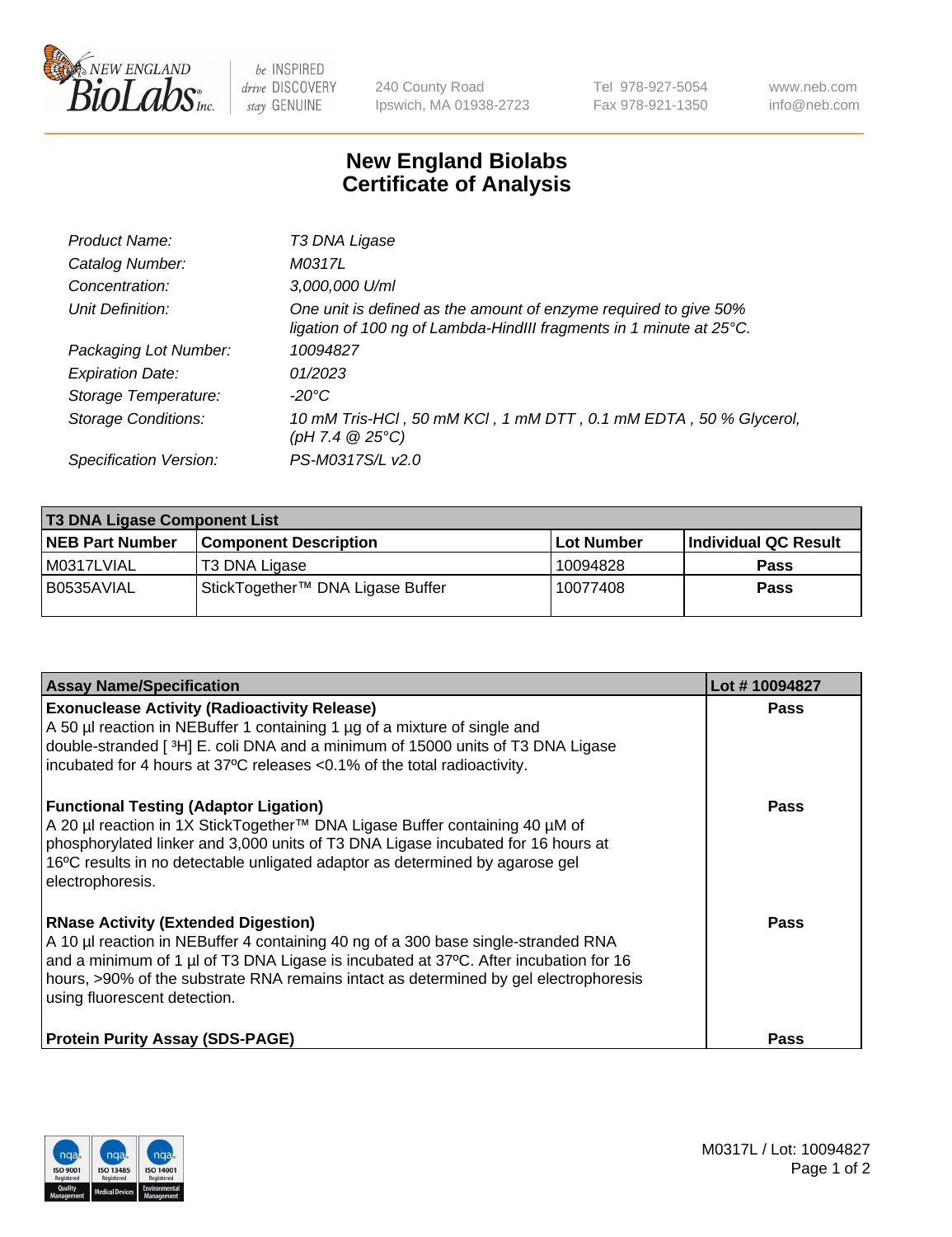New England BioLabs Inc. — be INSPIRED drive DISCOVERY stay GENUINE

240 County Road
Ipswich, MA 01938-2723

Tel 978-927-5054
Fax 978-921-1350

www.neb.com
info@neb.com

# New England Biolabs Certificate of Analysis

| | |
|---|---|
| *Product Name:* | *T3 DNA Ligase* |
| *Catalog Number:* | *M0317L* |
| *Concentration:* | *3,000,000 U/ml* |
| *Unit Definition:* | *One unit is defined as the amount of enzyme required to give 50% ligation of 100 ng of Lambda-HindIII fragments in 1 minute at 25°C.* |
| *Packaging Lot Number:* | *10094827* |
| *Expiration Date:* | *01/2023* |
| *Storage Temperature:* | *-20°C* |
| *Storage Conditions:* | *10 mM Tris-HCl , 50 mM KCl , 1 mM DTT , 0.1 mM EDTA , 50 % Glycerol, (pH 7.4 @ 25°C)* |
| *Specification Version:* | *PS-M0317S/L v2.0* |

| T3 DNA Ligase Component List | | | |
|---|---|---|---|
| **NEB Part Number** | **Component Description** | **Lot Number** | **Individual QC Result** |
| M0317LVIAL | T3 DNA Ligase | 10094828 | **Pass** |
| B0535AVIAL | StickTogether™ DNA Ligase Buffer | 10077408 | **Pass** |

| Assay Name/Specification | Lot # 10094827 |
|---|---|
| **Exonuclease Activity (Radioactivity Release)**<br>A 50 µl reaction in NEBuffer 1 containing 1 µg of a mixture of single and double-stranded [ $^3$H] E. coli DNA and a minimum of 15000 units of T3 DNA Ligase incubated for 4 hours at 37ºC releases <0.1% of the total radioactivity. | **Pass** |
| **Functional Testing (Adaptor Ligation)**<br>A 20 µl reaction in 1X StickTogether™ DNA Ligase Buffer containing 40 µM of phosphorylated linker and 3,000 units of T3 DNA Ligase incubated for 16 hours at 16ºC results in no detectable unligated adaptor as determined by agarose gel electrophoresis. | **Pass** |
| **RNase Activity (Extended Digestion)**<br>A 10 µl reaction in NEBuffer 4 containing 40 ng of a 300 base single-stranded RNA and a minimum of 1 µl of T3 DNA Ligase is incubated at 37ºC. After incubation for 16 hours, >90% of the substrate RNA remains intact as determined by gel electrophoresis using fluorescent detection. | **Pass** |
| **Protein Purity Assay (SDS-PAGE)** | **Pass** |

M0317L / Lot: 10094827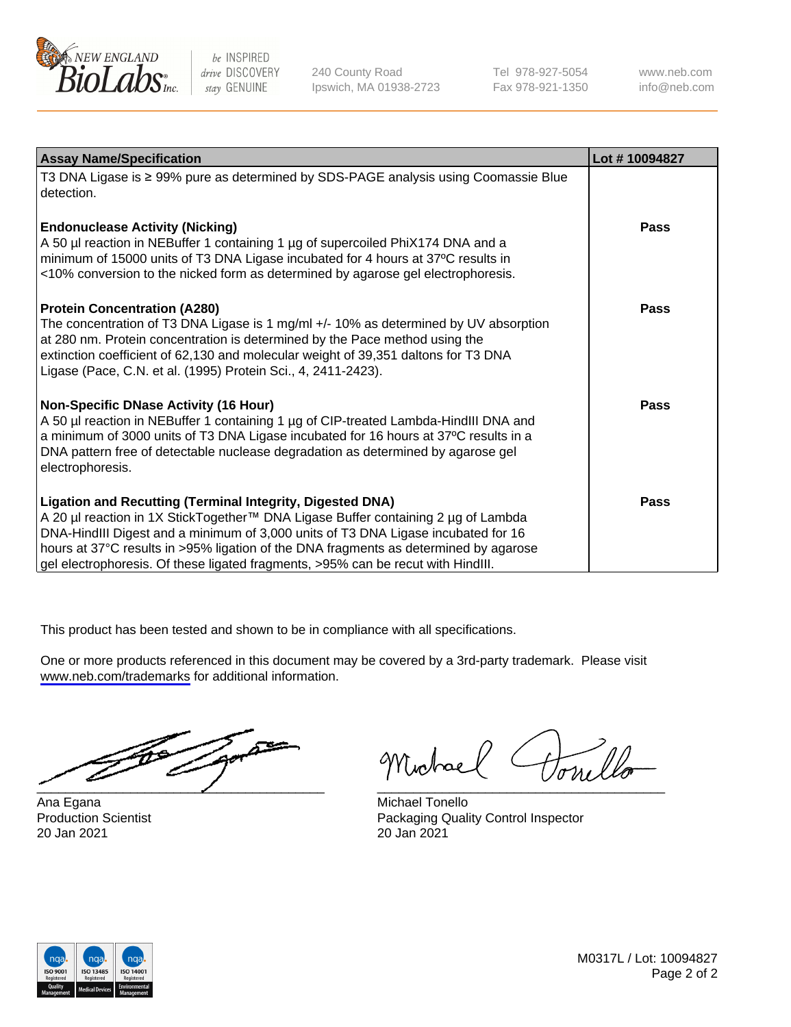| Assay Name/Specification | Lot # 10094827 |
| --- | --- |
| T3 DNA Ligase is ≥ 99% pure as determined by SDS-PAGE analysis using Coomassie Blue detection. | |
| **Endonuclease Activity (Nicking)**<br>A 50 µl reaction in NEBuffer 1 containing 1 µg of supercoiled PhiX174 DNA and a minimum of 15000 units of T3 DNA Ligase incubated for 4 hours at 37ºC results in <10% conversion to the nicked form as determined by agarose gel electrophoresis. | **Pass** |
| **Protein Concentration (A280)**<br>The concentration of T3 DNA Ligase is 1 mg/ml +/- 10% as determined by UV absorption at 280 nm. Protein concentration is determined by the Pace method using the extinction coefficient of 62,130 and molecular weight of 39,351 daltons for T3 DNA Ligase (Pace, C.N. et al. (1995) Protein Sci., 4, 2411-2423). | **Pass** |
| **Non-Specific DNase Activity (16 Hour)**<br>A 50 µl reaction in NEBuffer 1 containing 1 µg of CIP-treated Lambda-HindIII DNA and a minimum of 3000 units of T3 DNA Ligase incubated for 16 hours at 37ºC results in a DNA pattern free of detectable nuclease degradation as determined by agarose gel electrophoresis. | **Pass** |
| **Ligation and Recutting (Terminal Integrity, Digested DNA)**<br>A 20 µl reaction in 1X StickTogether™ DNA Ligase Buffer containing 2 µg of Lambda DNA-HindIII Digest and a minimum of 3,000 units of T3 DNA Ligase incubated for 16 hours at 37°C results in >95% ligation of the DNA fragments as determined by agarose gel electrophoresis. Of these ligated fragments, >95% can be recut with HindIII. | **Pass** |

This product has been tested and shown to be in compliance with all specifications.

One or more products referenced in this document may be covered by a 3rd-party trademark. Please visit www.neb.com/trademarks for additional information.

Ana Egana
Production Scientist
20 Jan 2021

Michael Tonello
Packaging Quality Control Inspector
20 Jan 2021

M0317L / Lot: 10094827